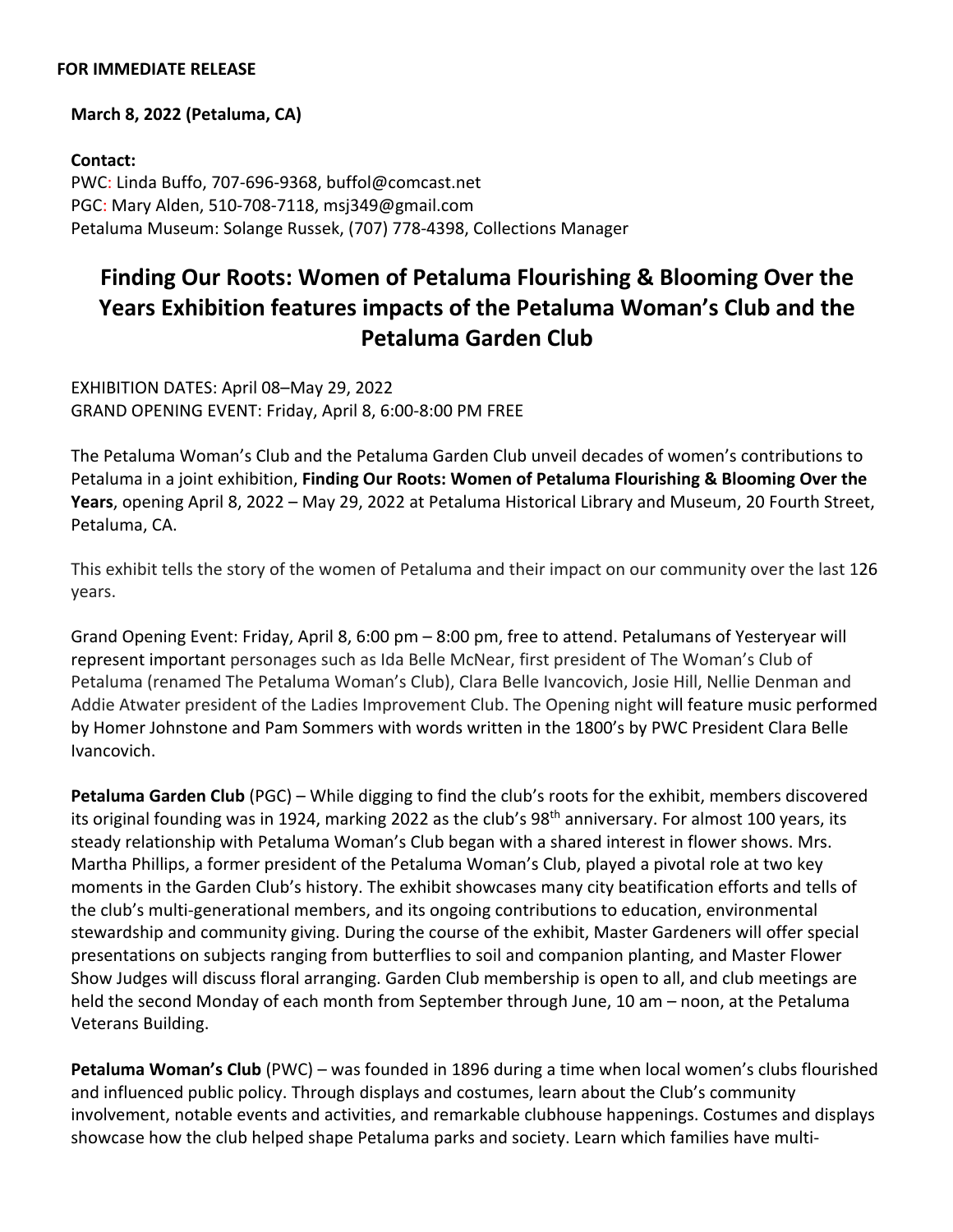**FOR IMMEDIATE RELEASE**

**March 8, 2022 (Petaluma, CA)**

**Contact:**
PWC: Linda Buffo, 707-696-9368, buffol@comcast.net
PGC: Mary Alden, 510-708-7118, msj349@gmail.com
Petaluma Museum: Solange Russek, (707) 778-4398, Collections Manager

# Finding Our Roots: Women of Petaluma Flourishing & Blooming Over the Years Exhibition features impacts of the Petaluma Woman's Club and the Petaluma Garden Club

EXHIBITION DATES: April 08–May 29, 2022
GRAND OPENING EVENT: Friday, April 8, 6:00-8:00 PM FREE

The Petaluma Woman's Club and the Petaluma Garden Club unveil decades of women's contributions to Petaluma in a joint exhibition, **Finding Our Roots: Women of Petaluma Flourishing & Blooming Over the Years**, opening April 8, 2022 – May 29, 2022 at Petaluma Historical Library and Museum, 20 Fourth Street, Petaluma, CA.

This exhibit tells the story of the women of Petaluma and their impact on our community over the last 126 years.

Grand Opening Event: Friday, April 8, 6:00 pm – 8:00 pm, free to attend. Petalumans of Yesteryear will represent important personages such as Ida Belle McNear, first president of The Woman's Club of Petaluma (renamed The Petaluma Woman's Club), Clara Belle Ivancovich, Josie Hill, Nellie Denman and Addie Atwater president of the Ladies Improvement Club. The Opening night will feature music performed by Homer Johnstone and Pam Sommers with words written in the 1800's by PWC President Clara Belle Ivancovich.

**Petaluma Garden Club** (PGC) – While digging to find the club's roots for the exhibit, members discovered its original founding was in 1924, marking 2022 as the club's 98th anniversary. For almost 100 years, its steady relationship with Petaluma Woman's Club began with a shared interest in flower shows. Mrs. Martha Phillips, a former president of the Petaluma Woman's Club, played a pivotal role at two key moments in the Garden Club's history. The exhibit showcases many city beatification efforts and tells of the club's multi-generational members, and its ongoing contributions to education, environmental stewardship and community giving. During the course of the exhibit, Master Gardeners will offer special presentations on subjects ranging from butterflies to soil and companion planting, and Master Flower Show Judges will discuss floral arranging. Garden Club membership is open to all, and club meetings are held the second Monday of each month from September through June, 10 am – noon, at the Petaluma Veterans Building.

**Petaluma Woman's Club** (PWC) – was founded in 1896 during a time when local women's clubs flourished and influenced public policy. Through displays and costumes, learn about the Club's community involvement, notable events and activities, and remarkable clubhouse happenings. Costumes and displays showcase how the club helped shape Petaluma parks and society. Learn which families have multi-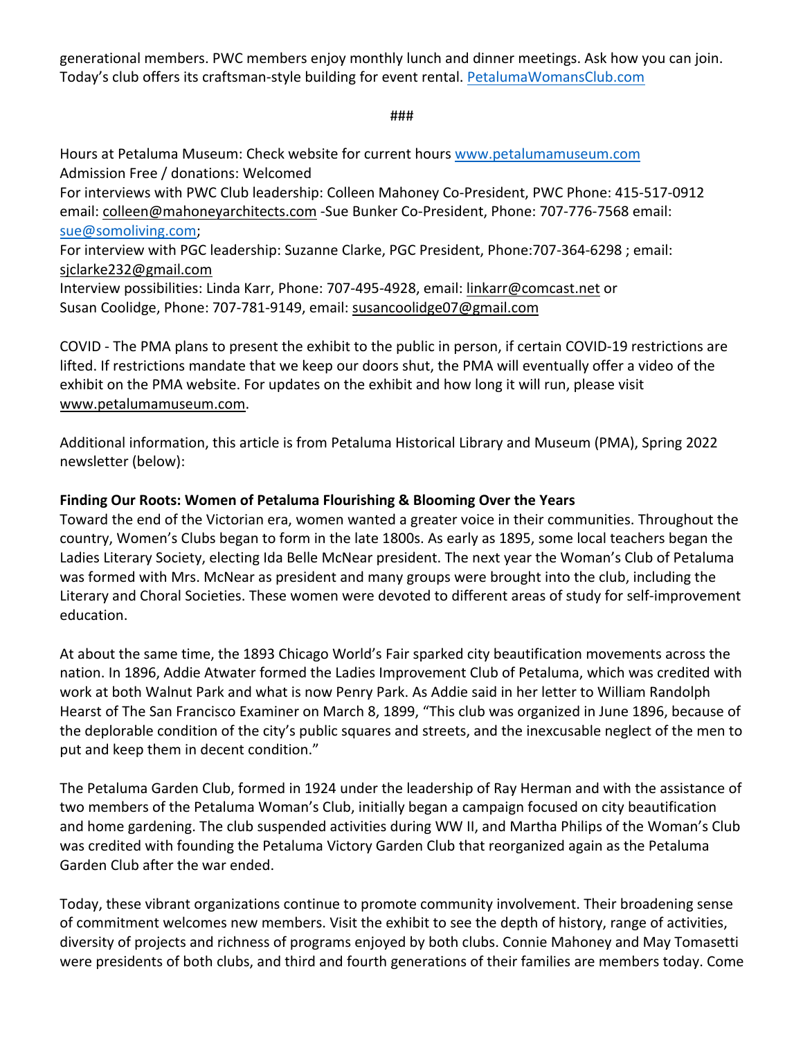generational members. PWC members enjoy monthly lunch and dinner meetings. Ask how you can join. Today's club offers its craftsman-style building for event rental. PetalumaWomansClub.com

###

Hours at Petaluma Museum: Check website for current hours www.petalumamuseum.com
Admission Free / donations: Welcomed
For interviews with PWC Club leadership: Colleen Mahoney Co-President, PWC Phone: 415-517-0912 email: colleen@mahoneyarchitects.com -Sue Bunker Co-President, Phone: 707-776-7568 email: sue@somoliving.com;
For interview with PGC leadership: Suzanne Clarke, PGC President, Phone:707-364-6298 ; email: sjclarke232@gmail.com
Interview possibilities: Linda Karr, Phone: 707-495-4928, email: linkarr@comcast.net or
Susan Coolidge, Phone: 707-781-9149, email: susancoolidge07@gmail.com

COVID - The PMA plans to present the exhibit to the public in person, if certain COVID-19 restrictions are lifted. If restrictions mandate that we keep our doors shut, the PMA will eventually offer a video of the exhibit on the PMA website. For updates on the exhibit and how long it will run, please visit www.petalumamuseum.com.

Additional information, this article is from Petaluma Historical Library and Museum (PMA), Spring 2022 newsletter (below):

**Finding Our Roots: Women of Petaluma Flourishing & Blooming Over the Years**
Toward the end of the Victorian era, women wanted a greater voice in their communities. Throughout the country, Women's Clubs began to form in the late 1800s. As early as 1895, some local teachers began the Ladies Literary Society, electing Ida Belle McNear president. The next year the Woman's Club of Petaluma was formed with Mrs. McNear as president and many groups were brought into the club, including the Literary and Choral Societies. These women were devoted to different areas of study for self-improvement education.

At about the same time, the 1893 Chicago World's Fair sparked city beautification movements across the nation. In 1896, Addie Atwater formed the Ladies Improvement Club of Petaluma, which was credited with work at both Walnut Park and what is now Penry Park. As Addie said in her letter to William Randolph Hearst of The San Francisco Examiner on March 8, 1899, "This club was organized in June 1896, because of the deplorable condition of the city's public squares and streets, and the inexcusable neglect of the men to put and keep them in decent condition."

The Petaluma Garden Club, formed in 1924 under the leadership of Ray Herman and with the assistance of two members of the Petaluma Woman's Club, initially began a campaign focused on city beautification and home gardening. The club suspended activities during WW II, and Martha Philips of the Woman's Club was credited with founding the Petaluma Victory Garden Club that reorganized again as the Petaluma Garden Club after the war ended.

Today, these vibrant organizations continue to promote community involvement. Their broadening sense of commitment welcomes new members. Visit the exhibit to see the depth of history, range of activities, diversity of projects and richness of programs enjoyed by both clubs. Connie Mahoney and May Tomasetti were presidents of both clubs, and third and fourth generations of their families are members today. Come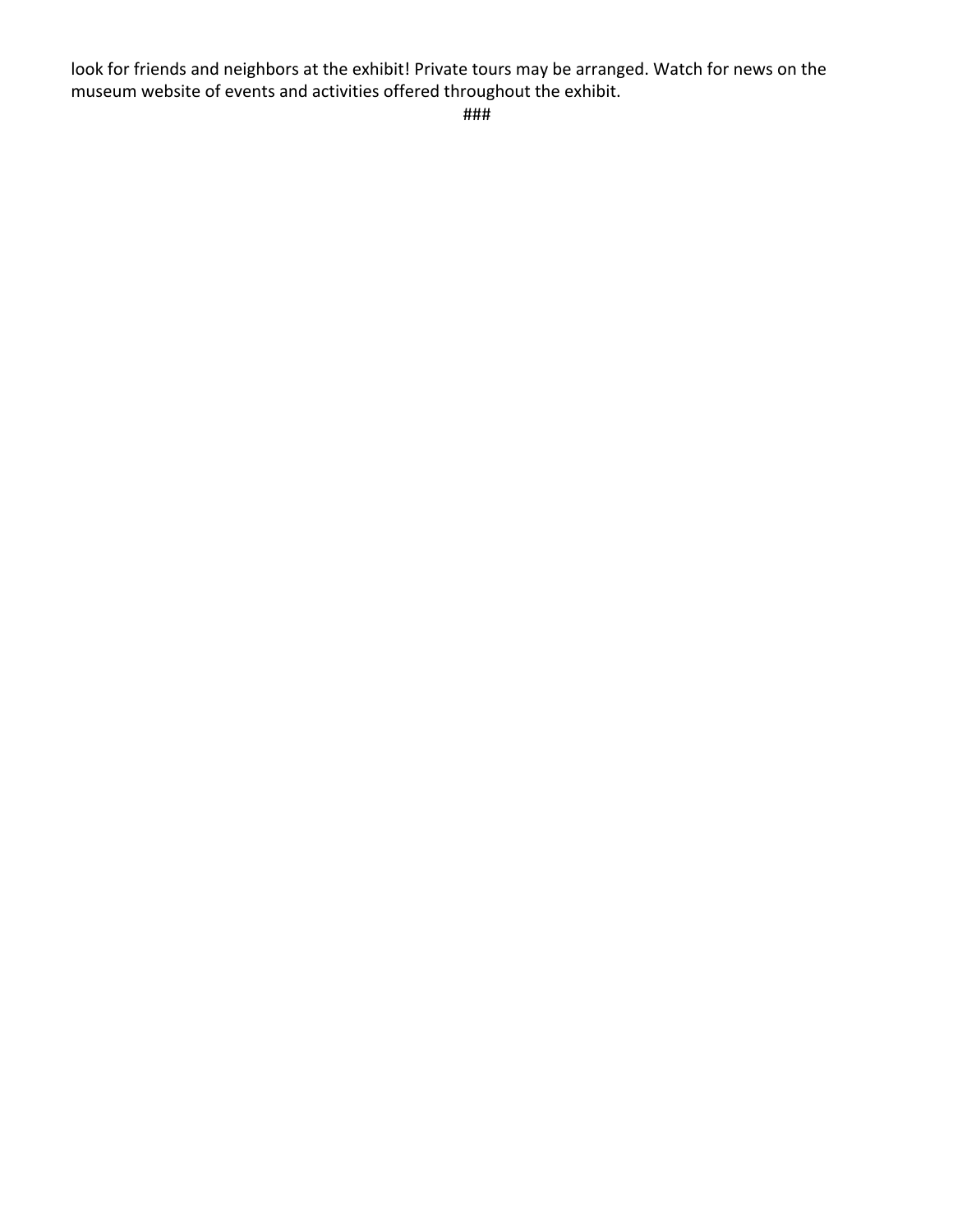look for friends and neighbors at the exhibit! Private tours may be arranged. Watch for news on the museum website of events and activities offered throughout the exhibit.

###